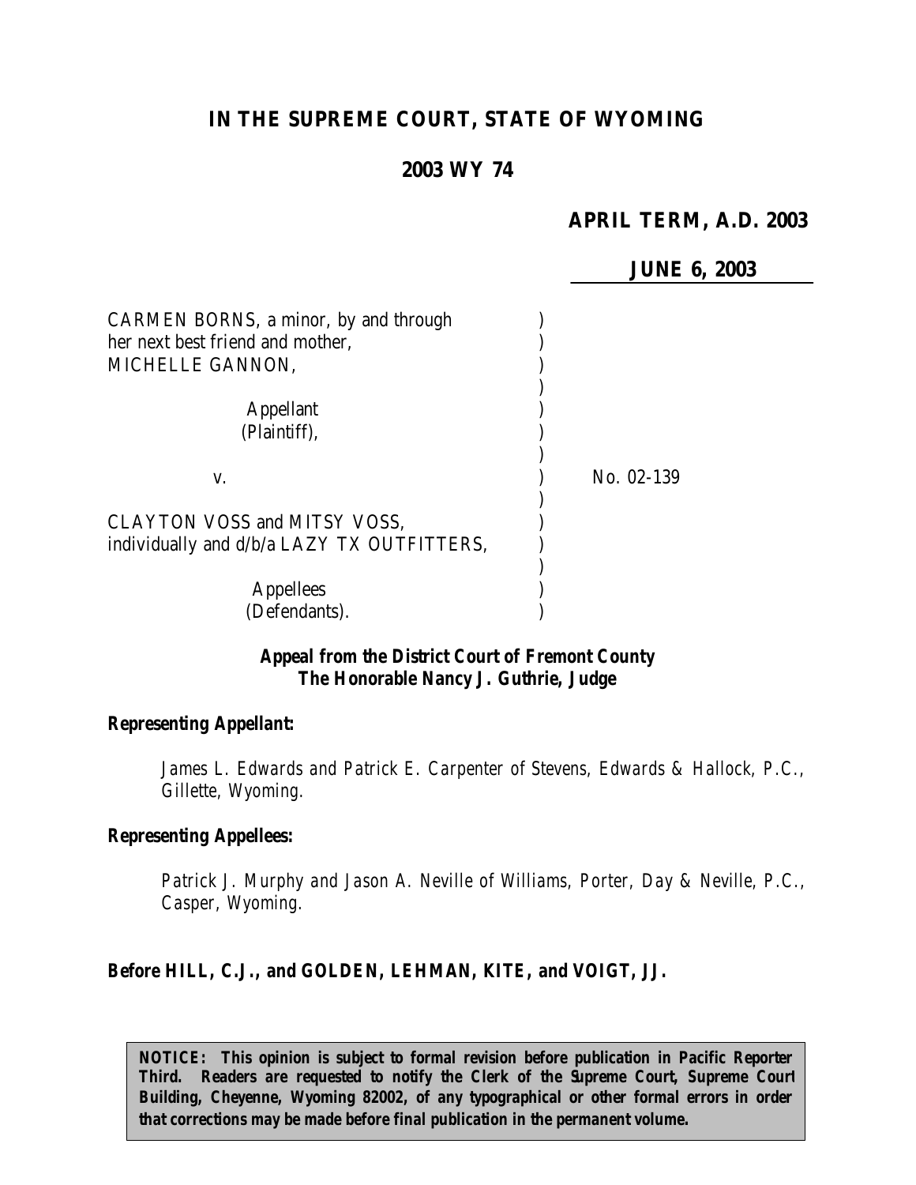# IN THE SUPREME COURT, STATE OF WYOMING

## 2003 WY 74

**APRIL TERM, A.D. 2003**

**JUNE 6, 2003**

| | |
|---|---|
| CARMEN BORNS, a minor, by and through her next best friend and mother, MICHELLE GANNON, | |
| Appellant (Plaintiff), | |
| v. | No. 02-139 |
| CLAYTON VOSS and MITSY VOSS, individually and d/b/a LAZY TX OUTFITTERS, | |
| Appellees (Defendants). | |

***Appeal from the District Court of Fremont County***
***The Honorable Nancy J. Guthrie, Judge***

***Representing Appellant:***

*James L. Edwards and Patrick E. Carpenter of Stevens, Edwards & Hallock, P.C., Gillette, Wyoming.*

***Representing Appellees:***

*Patrick J. Murphy and Jason A. Neville of Williams, Porter, Day & Neville, P.C., Casper, Wyoming.*

***Before HILL, C.J., and GOLDEN, LEHMAN, KITE, and VOIGT, JJ.***

**NOTICE: This opinion is subject to formal revision before publication in Pacific Reporter Third. Readers are requested to notify the Clerk of the Supreme Court, Supreme Court Building, Cheyenne, Wyoming 82002, of any typographical or other formal errors in order that corrections may be made before final publication in the permanent volume.**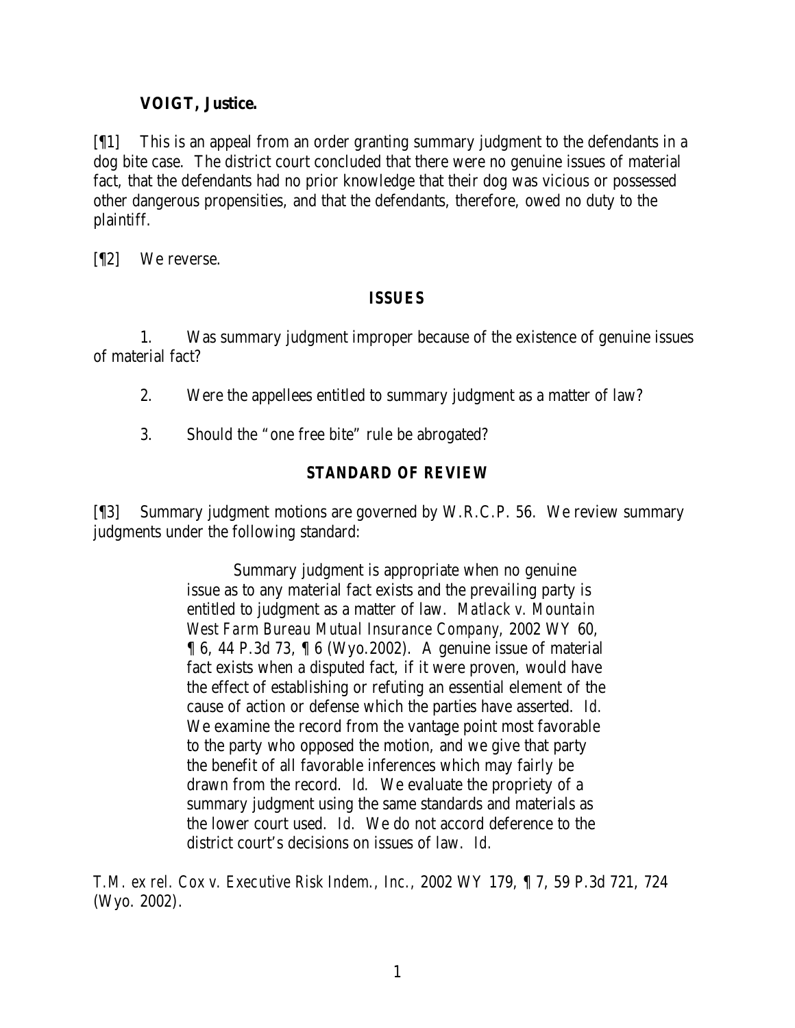**VOIGT, Justice.**

[¶1] This is an appeal from an order granting summary judgment to the defendants in a dog bite case. The district court concluded that there were no genuine issues of material fact, that the defendants had no prior knowledge that their dog was vicious or possessed other dangerous propensities, and that the defendants, therefore, owed no duty to the plaintiff.

[¶2] We reverse.

## ISSUES

1. Was summary judgment improper because of the existence of genuine issues of material fact?

2. Were the appellees entitled to summary judgment as a matter of law?

3. Should the "one free bite" rule be abrogated?

## STANDARD OF REVIEW

[¶3] Summary judgment motions are governed by W.R.C.P. 56. We review summary judgments under the following standard:

> Summary judgment is appropriate when no genuine issue as to any material fact exists and the prevailing party is entitled to judgment as a matter of law. *Matlack v. Mountain West Farm Bureau Mutual Insurance Company*, 2002 WY 60, ¶ 6, 44 P.3d 73, ¶ 6 (Wyo.2002). A genuine issue of material fact exists when a disputed fact, if it were proven, would have the effect of establishing or refuting an essential element of the cause of action or defense which the parties have asserted. *Id.* We examine the record from the vantage point most favorable to the party who opposed the motion, and we give that party the benefit of all favorable inferences which may fairly be drawn from the record. *Id.* We evaluate the propriety of a summary judgment using the same standards and materials as the lower court used. *Id.* We do not accord deference to the district court's decisions on issues of law. *Id.*

*T.M. ex rel. Cox v. Executive Risk Indem., Inc.*, 2002 WY 179, ¶ 7, 59 P.3d 721, 724 (Wyo. 2002).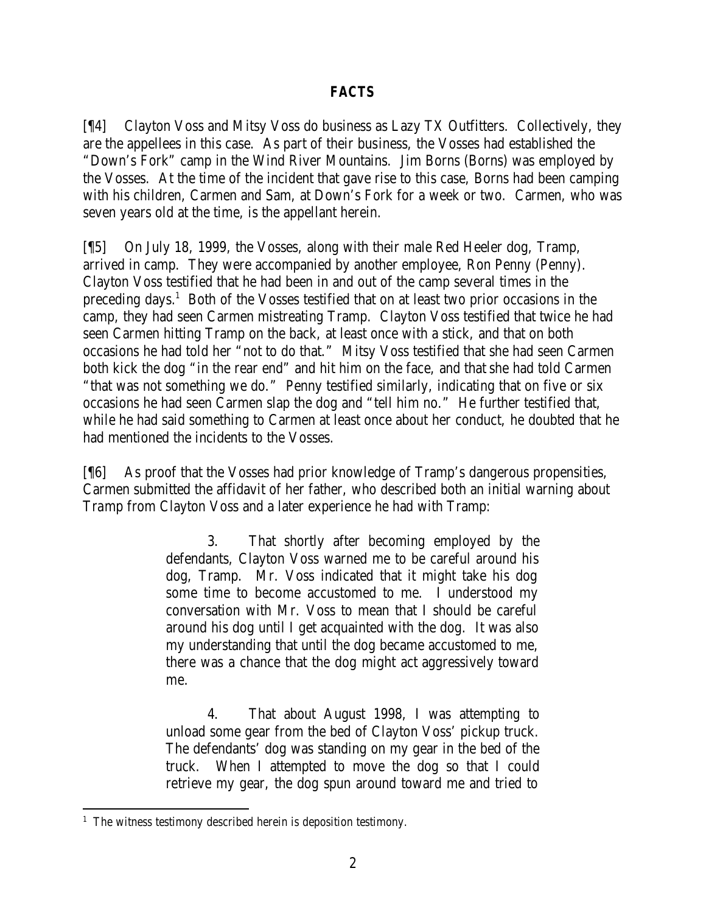## FACTS

[¶4] Clayton Voss and Mitsy Voss do business as Lazy TX Outfitters. Collectively, they are the appellees in this case. As part of their business, the Vosses had established the "Down's Fork" camp in the Wind River Mountains. Jim Borns (Borns) was employed by the Vosses. At the time of the incident that gave rise to this case, Borns had been camping with his children, Carmen and Sam, at Down's Fork for a week or two. Carmen, who was seven years old at the time, is the appellant herein.

[¶5] On July 18, 1999, the Vosses, along with their male Red Heeler dog, Tramp, arrived in camp. They were accompanied by another employee, Ron Penny (Penny). Clayton Voss testified that he had been in and out of the camp several times in the preceding days.[1] Both of the Vosses testified that on at least two prior occasions in the camp, they had seen Carmen mistreating Tramp. Clayton Voss testified that twice he had seen Carmen hitting Tramp on the back, at least once with a stick, and that on both occasions he had told her "not to do that." Mitsy Voss testified that she had seen Carmen both kick the dog "in the rear end" and hit him on the face, and that she had told Carmen "that was not something we do." Penny testified similarly, indicating that on five or six occasions he had seen Carmen slap the dog and "tell him no." He further testified that, while he had said something to Carmen at least once about her conduct, he doubted that he had mentioned the incidents to the Vosses.

[¶6] As proof that the Vosses had prior knowledge of Tramp's dangerous propensities, Carmen submitted the affidavit of her father, who described both an initial warning about Tramp from Clayton Voss and a later experience he had with Tramp:

> 3. That shortly after becoming employed by the defendants, Clayton Voss warned me to be careful around his dog, Tramp. Mr. Voss indicated that it might take his dog some time to become accustomed to me. I understood my conversation with Mr. Voss to mean that I should be careful around his dog until I get acquainted with the dog. It was also my understanding that until the dog became accustomed to me, there was a chance that the dog might act aggressively toward me.
>
> 4. That about August 1998, I was attempting to unload some gear from the bed of Clayton Voss' pickup truck. The defendants' dog was standing on my gear in the bed of the truck. When I attempted to move the dog so that I could retrieve my gear, the dog spun around toward me and tried to

[1] The witness testimony described herein is deposition testimony.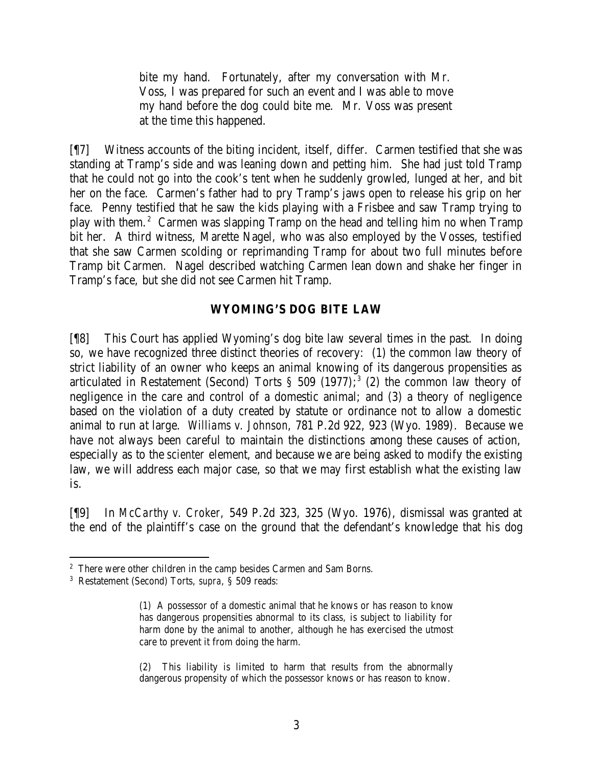> bite my hand. Fortunately, after my conversation with Mr. Voss, I was prepared for such an event and I was able to move my hand before the dog could bite me. Mr. Voss was present at the time this happened.

[¶7] Witness accounts of the biting incident, itself, differ. Carmen testified that she was standing at Tramp's side and was leaning down and petting him. She had just told Tramp that he could not go into the cook's tent when he suddenly growled, lunged at her, and bit her on the face. Carmen's father had to pry Tramp's jaws open to release his grip on her face. Penny testified that he saw the kids playing with a Frisbee and saw Tramp trying to play with them.[2] Carmen was slapping Tramp on the head and telling him no when Tramp bit her. A third witness, Marette Nagel, who was also employed by the Vosses, testified that she saw Carmen scolding or reprimanding Tramp for about two full minutes before Tramp bit Carmen. Nagel described watching Carmen lean down and shake her finger in Tramp's face, but she did not see Carmen hit Tramp.

## WYOMING'S DOG BITE LAW

[¶8] This Court has applied Wyoming's dog bite law several times in the past. In doing so, we have recognized three distinct theories of recovery: (1) the common law theory of strict liability of an owner who keeps an animal knowing of its dangerous propensities as articulated in Restatement (Second) Torts § 509 (1977);[3] (2) the common law theory of negligence in the care and control of a domestic animal; and (3) a theory of negligence based on the violation of a duty created by statute or ordinance not to allow a domestic animal to run at large. *Williams v. Johnson*, 781 P.2d 922, 923 (Wyo. 1989). Because we have not always been careful to maintain the distinctions among these causes of action, especially as to the *scienter* element, and because we are being asked to modify the existing law, we will address each major case, so that we may first establish what the existing law is.

[¶9] In *McCarthy v. Croker*, 549 P.2d 323, 325 (Wyo. 1976), dismissal was granted at the end of the plaintiff's case on the ground that the defendant's knowledge that his dog

---

[2] There were other children in the camp besides Carmen and Sam Borns.

[3] Restatement (Second) Torts, *supra*, § 509 reads:

> (1) A possessor of a domestic animal that he knows or has reason to know has dangerous propensities abnormal to its class, is subject to liability for harm done by the animal to another, although he has exercised the utmost care to prevent it from doing the harm.
>
> (2) This liability is limited to harm that results from the abnormally dangerous propensity of which the possessor knows or has reason to know.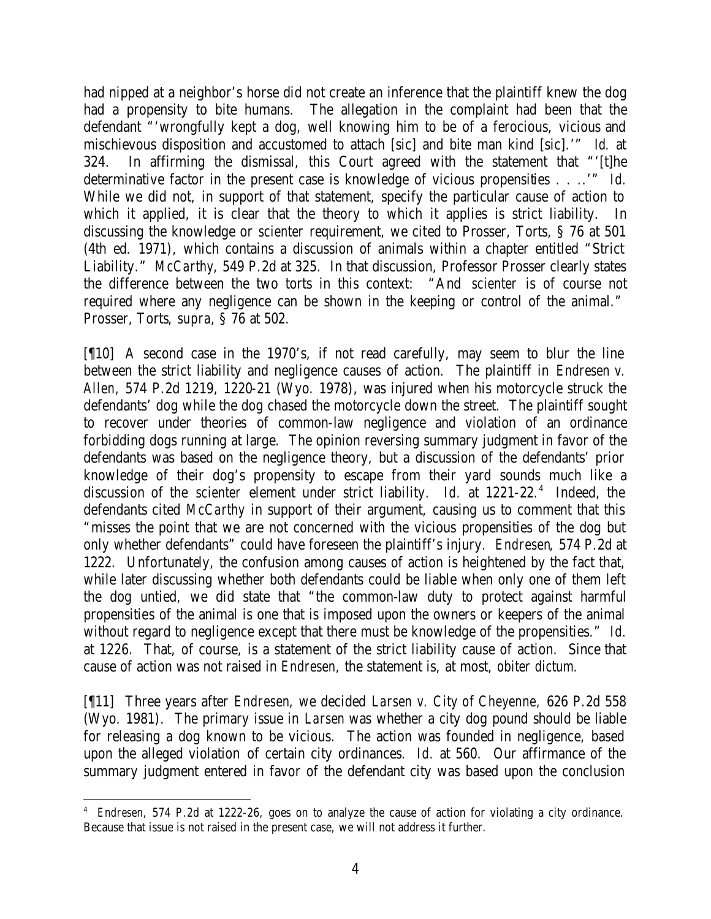had nipped at a neighbor's horse did not create an inference that the plaintiff knew the dog had a propensity to bite humans. The allegation in the complaint had been that the defendant "'wrongfully kept a dog, well knowing him to be of a ferocious, vicious and mischievous disposition and accustomed to attach [sic] and bite man kind [sic].'" *Id.* at 324. In affirming the dismissal, this Court agreed with the statement that "'[t]he determinative factor in the present case is knowledge of vicious propensities . . ..'" *Id.* While we did not, in support of that statement, specify the particular cause of action to which it applied, it is clear that the theory to which it applies is strict liability. In discussing the knowledge or *scienter* requirement, we cited to Prosser, Torts, § 76 at 501 (4th ed. 1971), which contains a discussion of animals within a chapter entitled "Strict Liability." *McCarthy*, 549 P.2d at 325. In that discussion, Professor Prosser clearly states the difference between the two torts in this context: "And *scienter* is of course not required where any negligence can be shown in the keeping or control of the animal." Prosser, Torts, *supra*, § 76 at 502.

[¶10] A second case in the 1970's, if not read carefully, may seem to blur the line between the strict liability and negligence causes of action. The plaintiff in *Endresen v. Allen,* 574 P.2d 1219, 1220-21 (Wyo. 1978), was injured when his motorcycle struck the defendants' dog while the dog chased the motorcycle down the street. The plaintiff sought to recover under theories of common-law negligence and violation of an ordinance forbidding dogs running at large. The opinion reversing summary judgment in favor of the defendants was based on the negligence theory, but a discussion of the defendants' prior knowledge of their dog's propensity to escape from their yard sounds much like a discussion of the *scienter* element under strict liability. *Id.* at 1221-22.[4] Indeed, the defendants cited *McCarthy* in support of their argument, causing us to comment that this "misses the point that we are not concerned with the vicious propensities of the dog but only whether defendants" could have foreseen the plaintiff's injury. *Endresen*, 574 P.2d at 1222. Unfortunately, the confusion among causes of action is heightened by the fact that, while later discussing whether both defendants could be liable when only one of them left the dog untied, we did state that "the common-law duty to protect against harmful propensities of the animal is one that is imposed upon the owners or keepers of the animal without regard to negligence except that there must be knowledge of the propensities." *Id.* at 1226. That, of course, is a statement of the strict liability cause of action. Since that cause of action was not raised in *Endresen*, the statement is, at most, *obiter dictum*.

[¶11] Three years after *Endresen*, we decided *Larsen v. City of Cheyenne,* 626 P.2d 558 (Wyo. 1981). The primary issue in *Larsen* was whether a city dog pound should be liable for releasing a dog known to be vicious. The action was founded in negligence, based upon the alleged violation of certain city ordinances. *Id.* at 560. Our affirmance of the summary judgment entered in favor of the defendant city was based upon the conclusion

[4] *Endresen*, 574 P.2d at 1222-26, goes on to analyze the cause of action for violating a city ordinance. Because that issue is not raised in the present case, we will not address it further.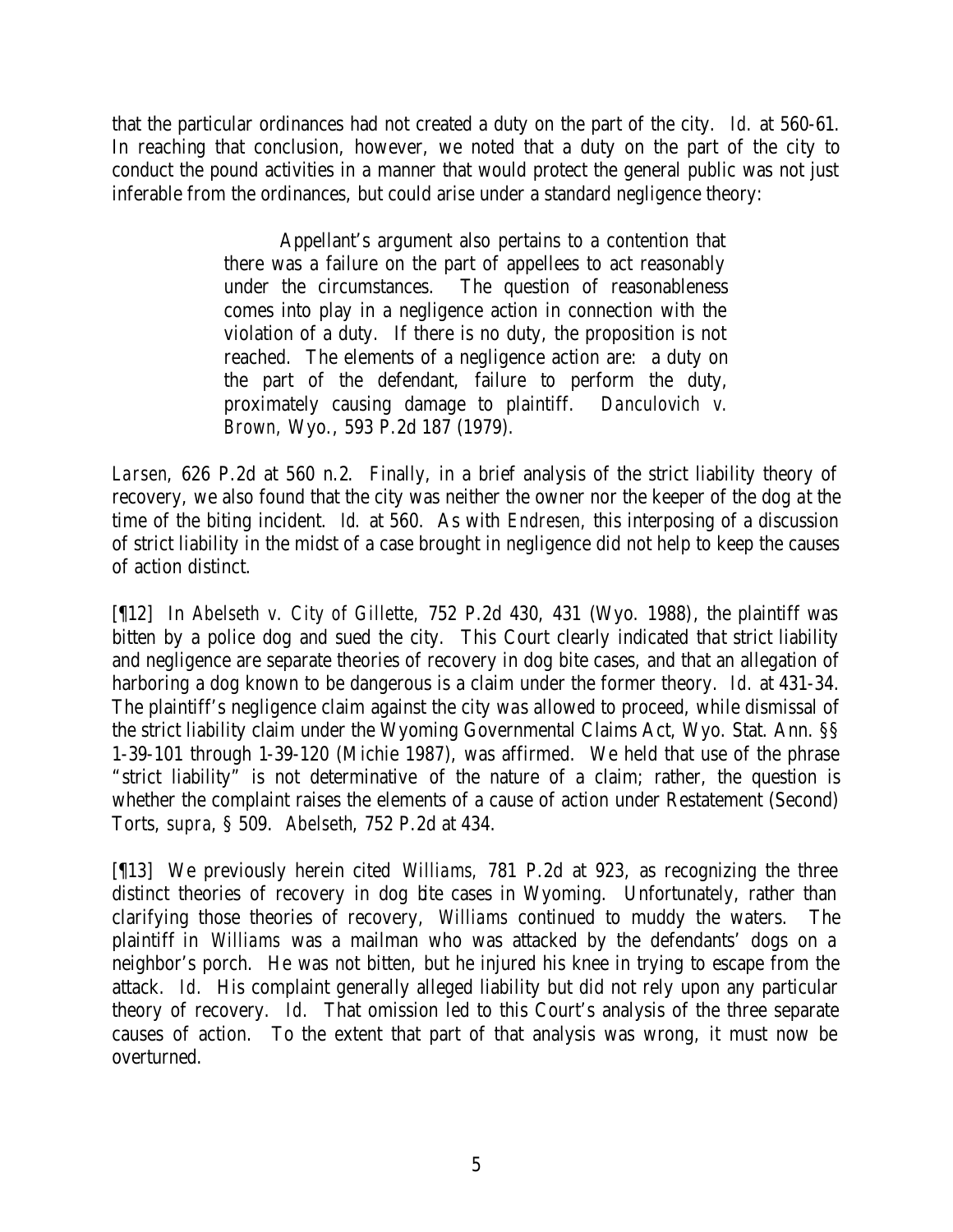that the particular ordinances had not created a duty on the part of the city. *Id.* at 560-61. In reaching that conclusion, however, we noted that a duty on the part of the city to conduct the pound activities in a manner that would protect the general public was not just inferable from the ordinances, but could arise under a standard negligence theory:

> Appellant's argument also pertains to a contention that there was a failure on the part of appellees to act reasonably under the circumstances. The question of reasonableness comes into play in a negligence action in connection with the violation of a duty. If there is no duty, the proposition is not reached. The elements of a negligence action are: a duty on the part of the defendant, failure to perform the duty, proximately causing damage to plaintiff. *Danculovich v. Brown*, Wyo., 593 P.2d 187 (1979).

*Larsen*, 626 P.2d at 560 n.2. Finally, in a brief analysis of the strict liability theory of recovery, we also found that the city was neither the owner nor the keeper of the dog at the time of the biting incident. *Id.* at 560. As with *Endresen*, this interposing of a discussion of strict liability in the midst of a case brought in negligence did not help to keep the causes of action distinct.

[¶12] In *Abelseth v. City of Gillette*, 752 P.2d 430, 431 (Wyo. 1988), the plaintiff was bitten by a police dog and sued the city. This Court clearly indicated that strict liability and negligence are separate theories of recovery in dog bite cases, and that an allegation of harboring a dog known to be dangerous is a claim under the former theory. *Id.* at 431-34. The plaintiff's negligence claim against the city was allowed to proceed, while dismissal of the strict liability claim under the Wyoming Governmental Claims Act, Wyo. Stat. Ann. §§ 1-39-101 through 1-39-120 (Michie 1987), was affirmed. We held that use of the phrase "strict liability" is not determinative of the nature of a claim; rather, the question is whether the complaint raises the elements of a cause of action under Restatement (Second) Torts, *supra*, § 509. *Abelseth*, 752 P.2d at 434.

[¶13] We previously herein cited *Williams*, 781 P.2d at 923, as recognizing the three distinct theories of recovery in dog bite cases in Wyoming. Unfortunately, rather than clarifying those theories of recovery, *Williams* continued to muddy the waters. The plaintiff in *Williams* was a mailman who was attacked by the defendants' dogs on a neighbor's porch. He was not bitten, but he injured his knee in trying to escape from the attack. *Id.* His complaint generally alleged liability but did not rely upon any particular theory of recovery. *Id.* That omission led to this Court's analysis of the three separate causes of action. To the extent that part of that analysis was wrong, it must now be overturned.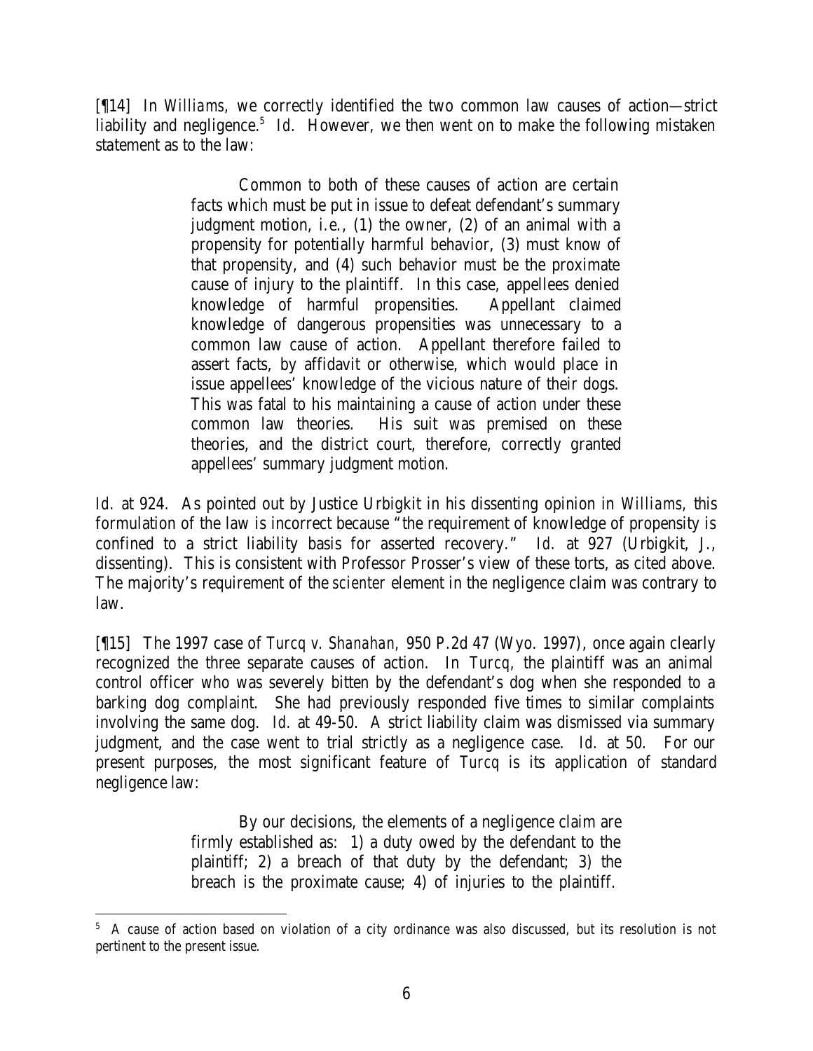[¶14] In *Williams*, we correctly identified the two common law causes of action—strict liability and negligence.[5] *Id.* However, we then went on to make the following mistaken statement as to the law:

> Common to both of these causes of action are certain facts which must be put in issue to defeat defendant's summary judgment motion, i.e., (1) the owner, (2) of an animal with a propensity for potentially harmful behavior, (3) must know of that propensity, and (4) such behavior must be the proximate cause of injury to the plaintiff. In this case, appellees denied knowledge of harmful propensities. Appellant claimed knowledge of dangerous propensities was unnecessary to a common law cause of action. Appellant therefore failed to assert facts, by affidavit or otherwise, which would place in issue appellees' knowledge of the vicious nature of their dogs. This was fatal to his maintaining a cause of action under these common law theories. His suit was premised on these theories, and the district court, therefore, correctly granted appellees' summary judgment motion.

*Id.* at 924. As pointed out by Justice Urbigkit in his dissenting opinion in *Williams*, this formulation of the law is incorrect because "the requirement of knowledge of propensity is confined to a strict liability basis for asserted recovery." *Id.* at 927 (Urbigkit, J., dissenting). This is consistent with Professor Prosser's view of these torts, as cited above. The majority's requirement of the *scienter* element in the negligence claim was contrary to law.

[¶15] The 1997 case of *Turcq v. Shanahan*, 950 P.2d 47 (Wyo. 1997), once again clearly recognized the three separate causes of action. In *Turcq*, the plaintiff was an animal control officer who was severely bitten by the defendant's dog when she responded to a barking dog complaint. She had previously responded five times to similar complaints involving the same dog. *Id.* at 49-50. A strict liability claim was dismissed via summary judgment, and the case went to trial strictly as a negligence case. *Id.* at 50. For our present purposes, the most significant feature of *Turcq* is its application of standard negligence law:

> By our decisions, the elements of a negligence claim are firmly established as: 1) a duty owed by the defendant to the plaintiff; 2) a breach of that duty by the defendant; 3) the breach is the proximate cause; 4) of injuries to the plaintiff.

---

[5] A cause of action based on violation of a city ordinance was also discussed, but its resolution is not pertinent to the present issue.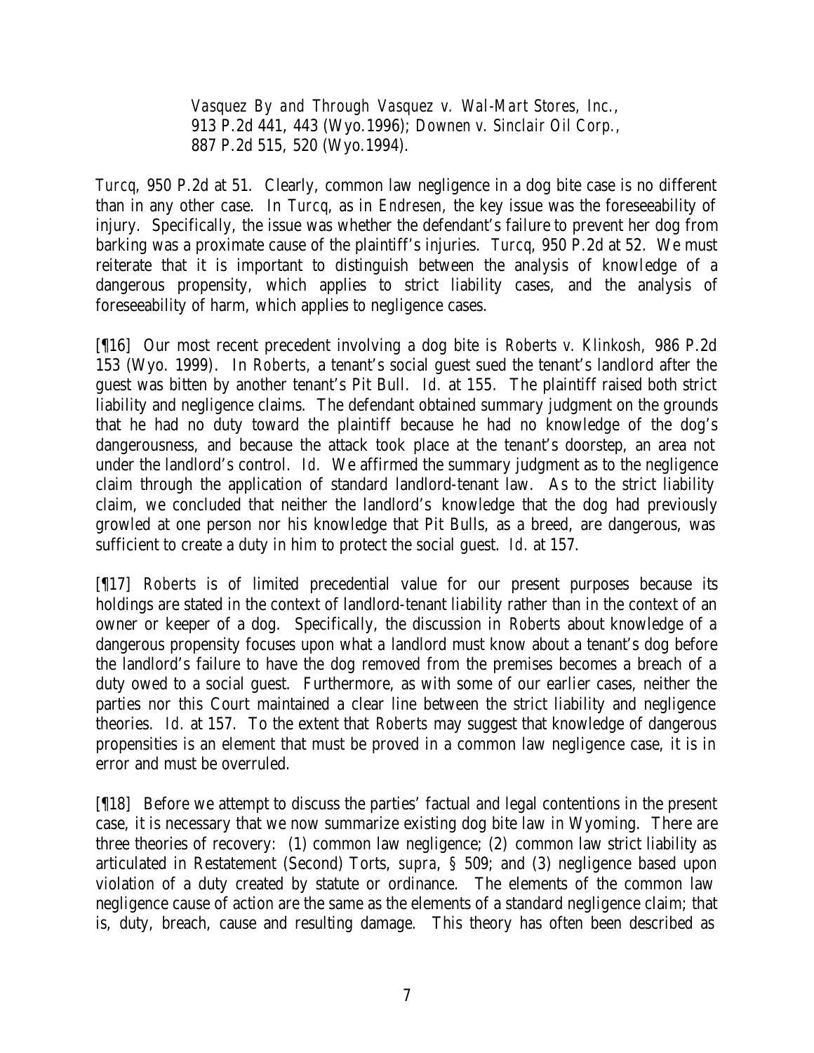> *Vasquez By and Through Vasquez v. Wal-Mart Stores, Inc.*, 913 P.2d 441, 443 (Wyo.1996); *Downen v. Sinclair Oil Corp.*, 887 P.2d 515, 520 (Wyo.1994).

*Turcq*, 950 P.2d at 51. Clearly, common law negligence in a dog bite case is no different than in any other case. In *Turcq*, as in *Endresen*, the key issue was the foreseeability of injury. Specifically, the issue was whether the defendant's failure to prevent her dog from barking was a proximate cause of the plaintiff's injuries. *Turcq*, 950 P.2d at 52. We must reiterate that it is important to distinguish between the analysis of knowledge of a dangerous propensity, which applies to strict liability cases, and the analysis of foreseeability of harm, which applies to negligence cases.

[¶16] Our most recent precedent involving a dog bite is *Roberts v. Klinkosh*, 986 P.2d 153 (Wyo. 1999). In *Roberts*, a tenant's social guest sued the tenant's landlord after the guest was bitten by another tenant's Pit Bull. *Id.* at 155. The plaintiff raised both strict liability and negligence claims. The defendant obtained summary judgment on the grounds that he had no duty toward the plaintiff because he had no knowledge of the dog's dangerousness, and because the attack took place at the tenant's doorstep, an area not under the landlord's control. *Id.* We affirmed the summary judgment as to the negligence claim through the application of standard landlord-tenant law. As to the strict liability claim, we concluded that neither the landlord's knowledge that the dog had previously growled at one person nor his knowledge that Pit Bulls, as a breed, are dangerous, was sufficient to create a duty in him to protect the social guest. *Id.* at 157.

[¶17] *Roberts* is of limited precedential value for our present purposes because its holdings are stated in the context of landlord-tenant liability rather than in the context of an owner or keeper of a dog. Specifically, the discussion in *Roberts* about knowledge of a dangerous propensity focuses upon what a landlord must know about a tenant's dog before the landlord's failure to have the dog removed from the premises becomes a breach of a duty owed to a social guest. Furthermore, as with some of our earlier cases, neither the parties nor this Court maintained a clear line between the strict liability and negligence theories. *Id.* at 157. To the extent that *Roberts* may suggest that knowledge of dangerous propensities is an element that must be proved in a common law negligence case, it is in error and must be overruled.

[¶18] Before we attempt to discuss the parties' factual and legal contentions in the present case, it is necessary that we now summarize existing dog bite law in Wyoming. There are three theories of recovery: (1) common law negligence; (2) common law strict liability as articulated in Restatement (Second) Torts, *supra*, § 509; and (3) negligence based upon violation of a duty created by statute or ordinance. The elements of the common law negligence cause of action are the same as the elements of a standard negligence claim; that is, duty, breach, cause and resulting damage. This theory has often been described as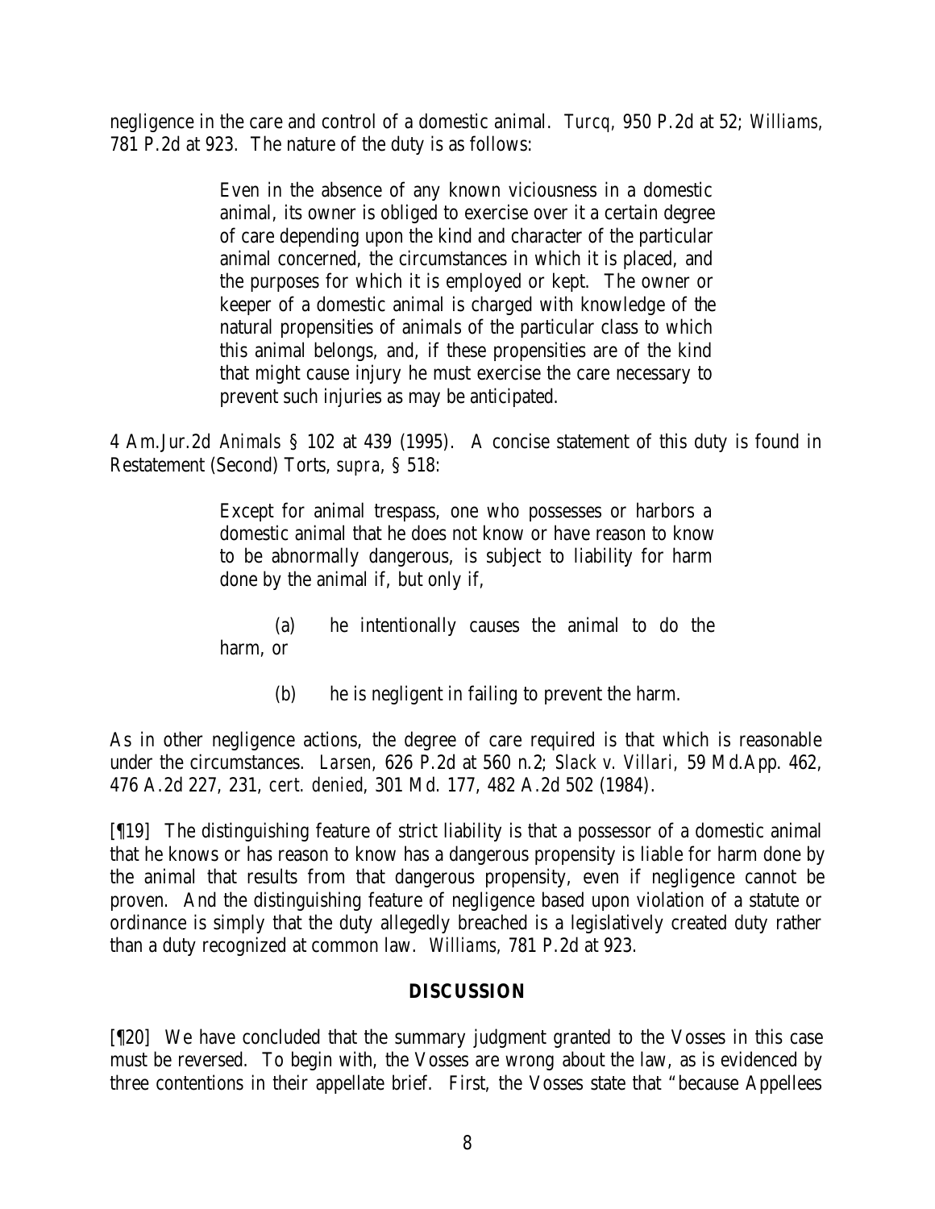negligence in the care and control of a domestic animal. *Turcq*, 950 P.2d at 52; *Williams*, 781 P.2d at 923. The nature of the duty is as follows:

> Even in the absence of any known viciousness in a domestic animal, its owner is obliged to exercise over it a certain degree of care depending upon the kind and character of the particular animal concerned, the circumstances in which it is placed, and the purposes for which it is employed or kept. The owner or keeper of a domestic animal is charged with knowledge of the natural propensities of animals of the particular class to which this animal belongs, and, if these propensities are of the kind that might cause injury he must exercise the care necessary to prevent such injuries as may be anticipated.

4 Am.Jur.2d *Animals* § 102 at 439 (1995). A concise statement of this duty is found in Restatement (Second) Torts, *supra*, § 518:

> Except for animal trespass, one who possesses or harbors a domestic animal that he does not know or have reason to know to be abnormally dangerous, is subject to liability for harm done by the animal if, but only if,
>
> (a) he intentionally causes the animal to do the harm, or
>
> (b) he is negligent in failing to prevent the harm.

As in other negligence actions, the degree of care required is that which is reasonable under the circumstances. *Larsen*, 626 P.2d at 560 n.2; *Slack v. Villari*, 59 Md.App. 462, 476 A.2d 227, 231, *cert. denied*, 301 Md. 177, 482 A.2d 502 (1984).

[¶19] The distinguishing feature of strict liability is that a possessor of a domestic animal that he knows or has reason to know has a dangerous propensity is liable for harm done by the animal that results from that dangerous propensity, even if negligence cannot be proven. And the distinguishing feature of negligence based upon violation of a statute or ordinance is simply that the duty allegedly breached is a legislatively created duty rather than a duty recognized at common law. *Williams*, 781 P.2d at 923.

## DISCUSSION

[¶20] We have concluded that the summary judgment granted to the Vosses in this case must be reversed. To begin with, the Vosses are wrong about the law, as is evidenced by three contentions in their appellate brief. First, the Vosses state that "because Appellees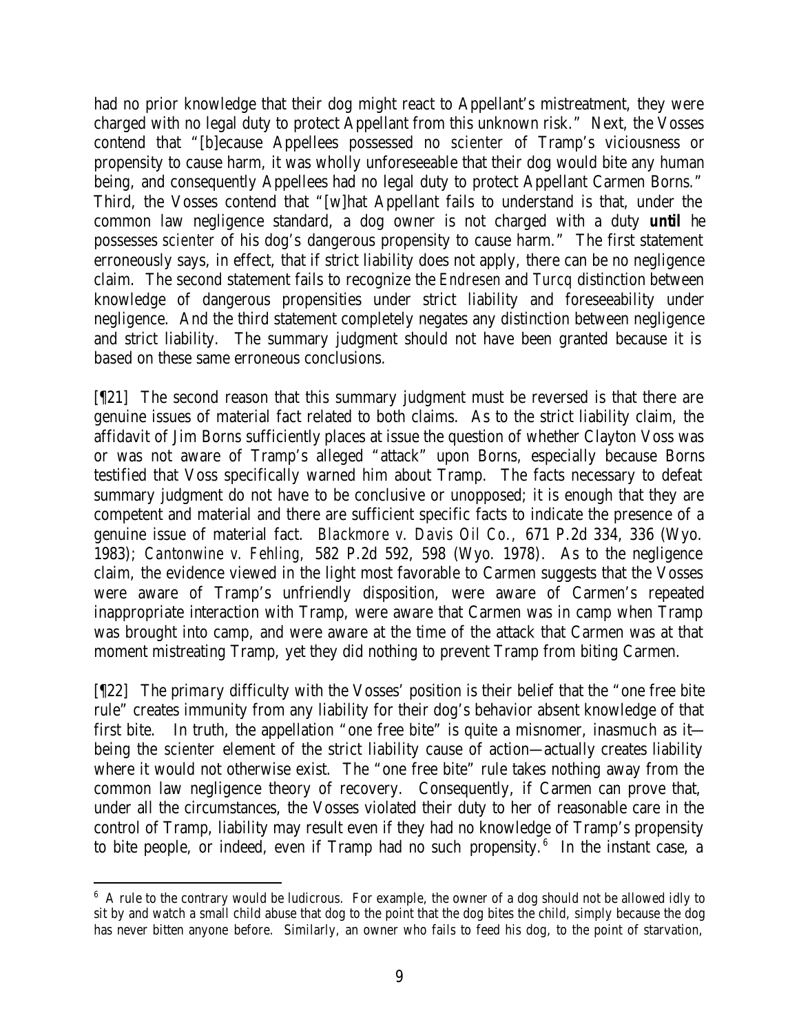had no prior knowledge that their dog might react to Appellant's mistreatment, they were charged with no legal duty to protect Appellant from this unknown risk." Next, the Vosses contend that "[b]ecause Appellees possessed no *scienter* of Tramp's viciousness or propensity to cause harm, it was wholly unforeseeable that their dog would bite any human being, and consequently Appellees had no legal duty to protect Appellant Carmen Borns." Third, the Vosses contend that "[w]hat Appellant fails to understand is that, under the common law negligence standard, a dog owner is not charged with a duty ***until*** he possesses *scienter* of his dog's dangerous propensity to cause harm." The first statement erroneously says, in effect, that if strict liability does not apply, there can be no negligence claim. The second statement fails to recognize the *Endresen* and *Turcq* distinction between knowledge of dangerous propensities under strict liability and foreseeability under negligence. And the third statement completely negates any distinction between negligence and strict liability. The summary judgment should not have been granted because it is based on these same erroneous conclusions.

[¶21] The second reason that this summary judgment must be reversed is that there are genuine issues of material fact related to both claims. As to the strict liability claim, the affidavit of Jim Borns sufficiently places at issue the question of whether Clayton Voss was or was not aware of Tramp's alleged "attack" upon Borns, especially because Borns testified that Voss specifically warned him about Tramp. The facts necessary to defeat summary judgment do not have to be conclusive or unopposed; it is enough that they are competent and material and there are sufficient specific facts to indicate the presence of a genuine issue of material fact. *Blackmore v. Davis Oil Co.*, 671 P.2d 334, 336 (Wyo. 1983); *Cantonwine v. Fehling*, 582 P.2d 592, 598 (Wyo. 1978). As to the negligence claim, the evidence viewed in the light most favorable to Carmen suggests that the Vosses were aware of Tramp's unfriendly disposition, were aware of Carmen's repeated inappropriate interaction with Tramp, were aware that Carmen was in camp when Tramp was brought into camp, and were aware at the time of the attack that Carmen was at that moment mistreating Tramp, yet they did nothing to prevent Tramp from biting Carmen.

[¶22] The primary difficulty with the Vosses' position is their belief that the "one free bite rule" creates immunity from any liability for their dog's behavior absent knowledge of that first bite. In truth, the appellation "one free bite" is quite a misnomer, inasmuch as it—being the *scienter* element of the strict liability cause of action—actually creates liability where it would not otherwise exist. The "one free bite" rule takes nothing away from the common law negligence theory of recovery. Consequently, if Carmen can prove that, under all the circumstances, the Vosses violated their duty to her of reasonable care in the control of Tramp, liability may result even if they had no knowledge of Tramp's propensity to bite people, or indeed, even if Tramp had no such propensity.[6] In the instant case, a

---

[6] A rule to the contrary would be ludicrous. For example, the owner of a dog should not be allowed idly to sit by and watch a small child abuse that dog to the point that the dog bites the child, simply because the dog has never bitten anyone before. Similarly, an owner who fails to feed his dog, to the point of starvation,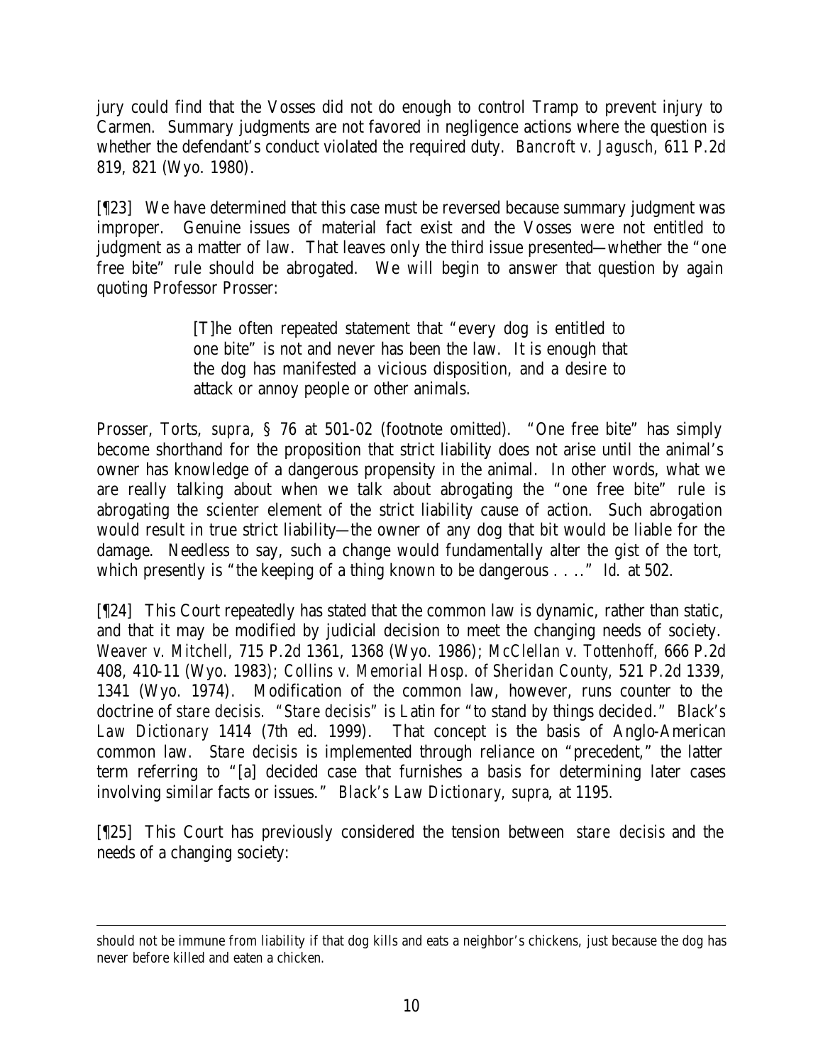jury could find that the Vosses did not do enough to control Tramp to prevent injury to Carmen. Summary judgments are not favored in negligence actions where the question is whether the defendant's conduct violated the required duty. *Bancroft v. Jagusch*, 611 P.2d 819, 821 (Wyo. 1980).

[¶23] We have determined that this case must be reversed because summary judgment was improper. Genuine issues of material fact exist and the Vosses were not entitled to judgment as a matter of law. That leaves only the third issue presented—whether the "one free bite" rule should be abrogated. We will begin to answer that question by again quoting Professor Prosser:

> [T]he often repeated statement that "every dog is entitled to one bite" is not and never has been the law. It is enough that the dog has manifested a vicious disposition, and a desire to attack or annoy people or other animals.

Prosser, Torts, *supra*, § 76 at 501-02 (footnote omitted). "One free bite" has simply become shorthand for the proposition that strict liability does not arise until the animal's owner has knowledge of a dangerous propensity in the animal. In other words, what we are really talking about when we talk about abrogating the "one free bite" rule is abrogating the *scienter* element of the strict liability cause of action. Such abrogation would result in true strict liability—the owner of any dog that bit would be liable for the damage. Needless to say, such a change would fundamentally alter the gist of the tort, which presently is "the keeping of a thing known to be dangerous . . .." *Id.* at 502.

[¶24] This Court repeatedly has stated that the common law is dynamic, rather than static, and that it may be modified by judicial decision to meet the changing needs of society. *Weaver v. Mitchell*, 715 P.2d 1361, 1368 (Wyo. 1986); *McClellan v. Tottenhoff*, 666 P.2d 408, 410-11 (Wyo. 1983); *Collins v. Memorial Hosp. of Sheridan County*, 521 P.2d 1339, 1341 (Wyo. 1974). Modification of the common law, however, runs counter to the doctrine of *stare decisis*. "*Stare decisis*" is Latin for "to stand by things decided." *Black's Law Dictionary* 1414 (7th ed. 1999). That concept is the basis of Anglo-American common law. *Stare decisis* is implemented through reliance on "precedent," the latter term referring to "[a] decided case that furnishes a basis for determining later cases involving similar facts or issues." *Black's Law Dictionary*, *supra*, at 1195.

[¶25] This Court has previously considered the tension between *stare decisis* and the needs of a changing society:

---

should not be immune from liability if that dog kills and eats a neighbor's chickens, just because the dog has never before killed and eaten a chicken.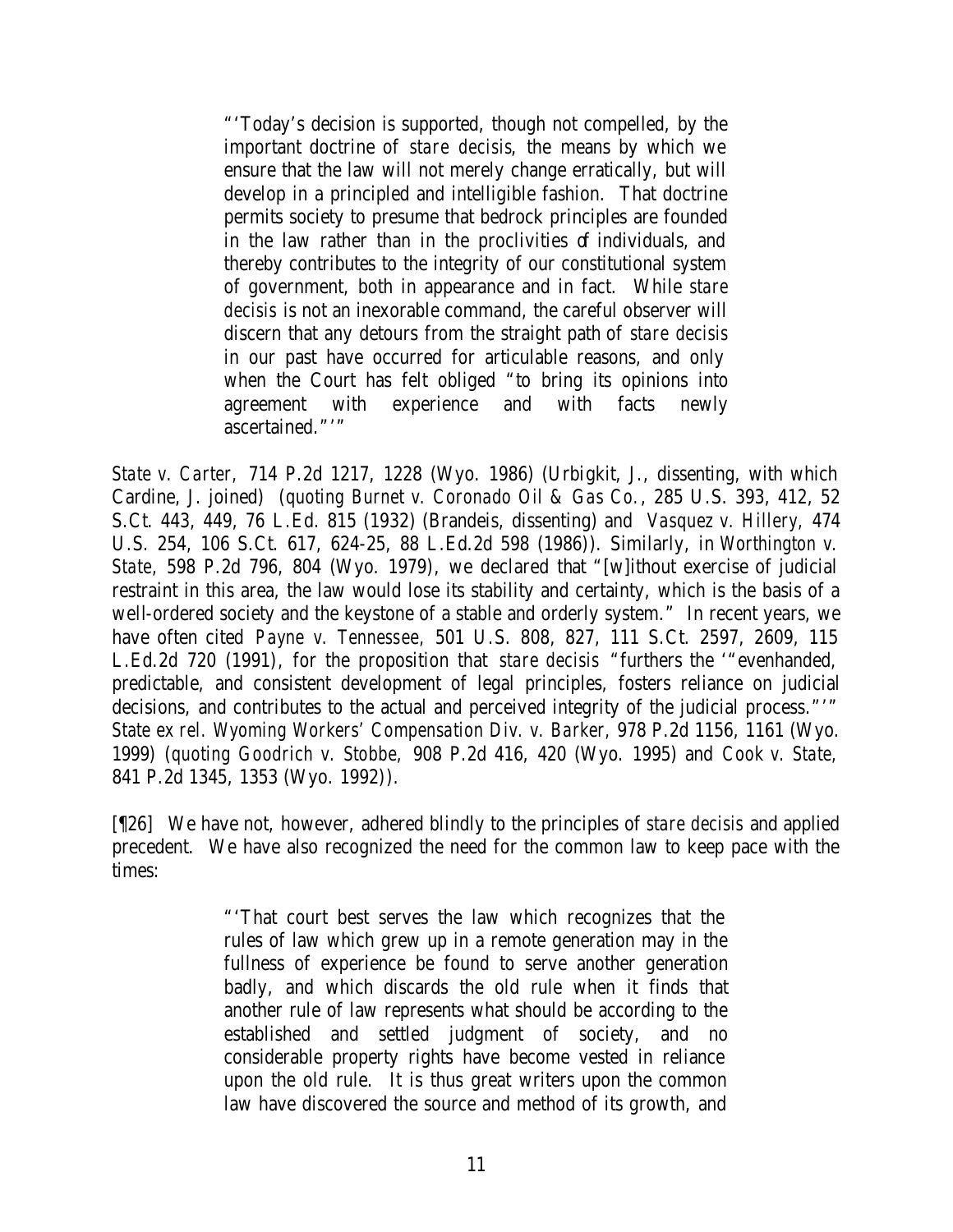> "'Today's decision is supported, though not compelled, by the important doctrine of *stare decisis*, the means by which we ensure that the law will not merely change erratically, but will develop in a principled and intelligible fashion. That doctrine permits society to presume that bedrock principles are founded in the law rather than in the proclivities of individuals, and thereby contributes to the integrity of our constitutional system of government, both in appearance and in fact. While *stare decisis* is not an inexorable command, the careful observer will discern that any detours from the straight path of *stare decisis* in our past have occurred for articulable reasons, and only when the Court has felt obliged "to bring its opinions into agreement with experience and with facts newly ascertained."'"

*State v. Carter*, 714 P.2d 1217, 1228 (Wyo. 1986) (Urbigkit, J., dissenting, with which Cardine, J. joined) (*quoting Burnet v. Coronado Oil & Gas Co.*, 285 U.S. 393, 412, 52 S.Ct. 443, 449, 76 L.Ed. 815 (1932) (Brandeis, dissenting) and *Vasquez v. Hillery*, 474 U.S. 254, 106 S.Ct. 617, 624-25, 88 L.Ed.2d 598 (1986)). Similarly, in *Worthington v. State*, 598 P.2d 796, 804 (Wyo. 1979), we declared that "[w]ithout exercise of judicial restraint in this area, the law would lose its stability and certainty, which is the basis of a well-ordered society and the keystone of a stable and orderly system." In recent years, we have often cited *Payne v. Tennessee*, 501 U.S. 808, 827, 111 S.Ct. 2597, 2609, 115 L.Ed.2d 720 (1991), for the proposition that *stare decisis* "furthers the '"evenhanded, predictable, and consistent development of legal principles, fosters reliance on judicial decisions, and contributes to the actual and perceived integrity of the judicial process."'" *State ex rel. Wyoming Workers' Compensation Div. v. Barker*, 978 P.2d 1156, 1161 (Wyo. 1999) (*quoting Goodrich v. Stobbe*, 908 P.2d 416, 420 (Wyo. 1995) and *Cook v. State*, 841 P.2d 1345, 1353 (Wyo. 1992)).

[¶26] We have not, however, adhered blindly to the principles of *stare decisis* and applied precedent. We have also recognized the need for the common law to keep pace with the times:

> "'That court best serves the law which recognizes that the rules of law which grew up in a remote generation may in the fullness of experience be found to serve another generation badly, and which discards the old rule when it finds that another rule of law represents what should be according to the established and settled judgment of society, and no considerable property rights have become vested in reliance upon the old rule. It is thus great writers upon the common law have discovered the source and method of its growth, and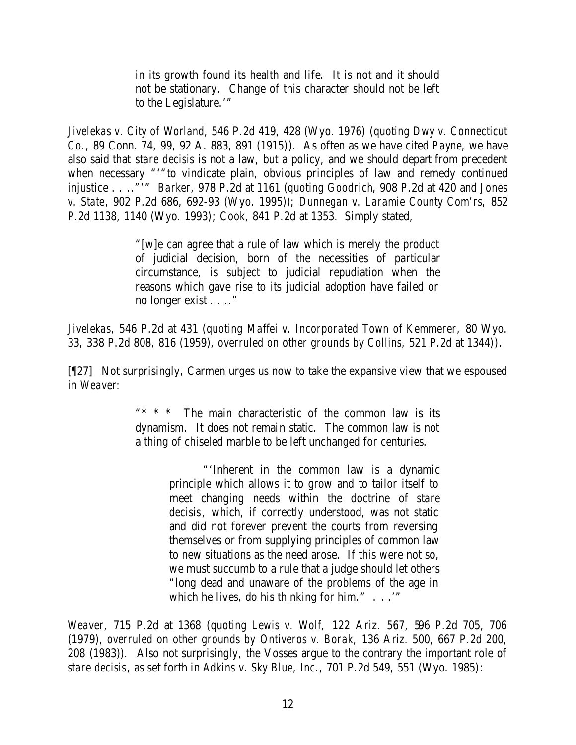> in its growth found its health and life. It is not and it should not be stationary. Change of this character should not be left to the Legislature.'"

*Jivelekas v. City of Worland*, 546 P.2d 419, 428 (Wyo. 1976) (*quoting Dwy v. Connecticut Co.*, 89 Conn. 74, 99, 92 A. 883, 891 (1915)). As often as we have cited *Payne*, we have also said that *stare decisis* is not a law, but a policy, and we should depart from precedent when necessary "'"to vindicate plain, obvious principles of law and remedy continued injustice . . .."'" *Barker*, 978 P.2d at 1161 (*quoting Goodrich*, 908 P.2d at 420 and *Jones v. State*, 902 P.2d 686, 692-93 (Wyo. 1995)); *Dunnegan v. Laramie County Com'rs*, 852 P.2d 1138, 1140 (Wyo. 1993); *Cook*, 841 P.2d at 1353. Simply stated,

> "[w]e can agree that a rule of law which is merely the product of judicial decision, born of the necessities of particular circumstance, is subject to judicial repudiation when the reasons which gave rise to its judicial adoption have failed or no longer exist . . .."

*Jivelekas*, 546 P.2d at 431 (*quoting Maffei v. Incorporated Town of Kemmerer*, 80 Wyo. 33, 338 P.2d 808, 816 (1959), *overruled on other grounds by Collins*, 521 P.2d at 1344)).

[¶27] Not surprisingly, Carmen urges us now to take the expansive view that we espoused in *Weaver*:

> "* * * The main characteristic of the common law is its dynamism. It does not remain static. The common law is not a thing of chiseled marble to be left unchanged for centuries.
>
> > "'Inherent in the common law is a dynamic principle which allows it to grow and to tailor itself to meet changing needs within the doctrine of *stare decisis*, which, if correctly understood, was not static and did not forever prevent the courts from reversing themselves or from supplying principles of common law to new situations as the need arose. If this were not so, we must succumb to a rule that a judge should let others "long dead and unaware of the problems of the age in which he lives, do his thinking for him." . . .'"

*Weaver*, 715 P.2d at 1368 (*quoting Lewis v. Wolf*, 122 Ariz. 567, 596 P.2d 705, 706 (1979), *overruled on other grounds by Ontiveros v. Borak*, 136 Ariz. 500, 667 P.2d 200, 208 (1983)). Also not surprisingly, the Vosses argue to the contrary the important role of *stare decisis*, as set forth in *Adkins v. Sky Blue, Inc.*, 701 P.2d 549, 551 (Wyo. 1985):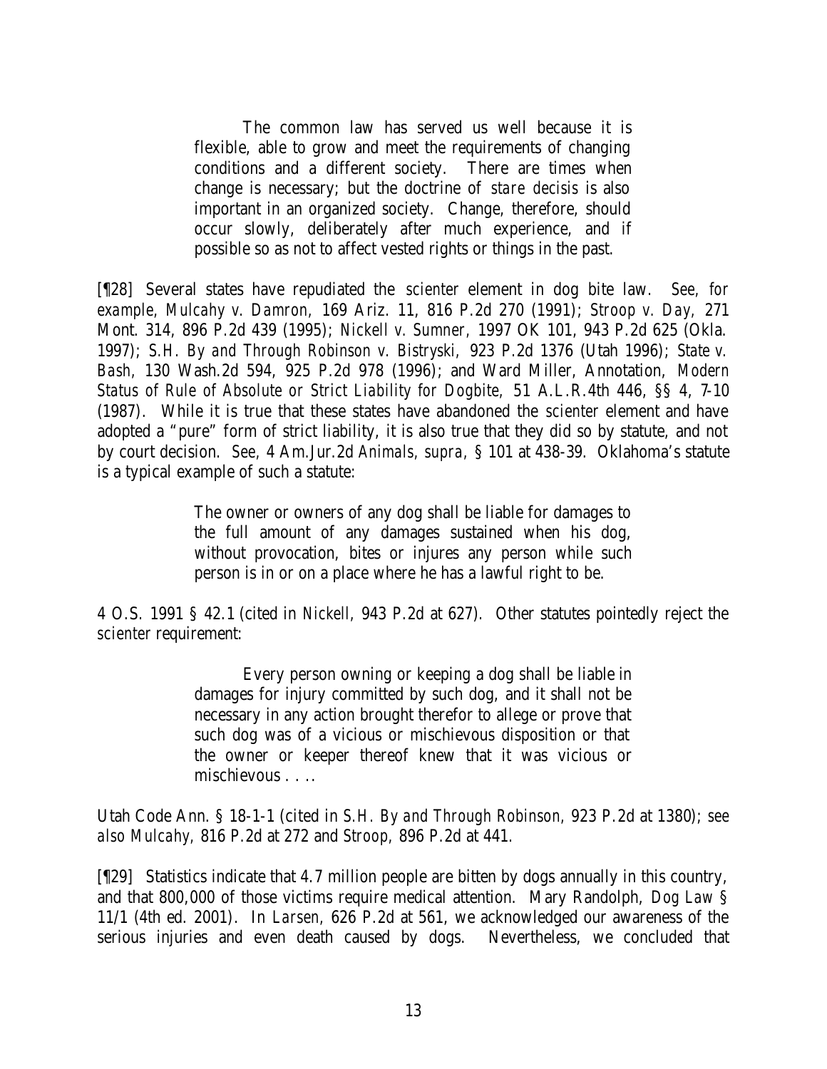> The common law has served us well because it is flexible, able to grow and meet the requirements of changing conditions and a different society. There are times when change is necessary; but the doctrine of *stare decisis* is also important in an organized society. Change, therefore, should occur slowly, deliberately after much experience, and if possible so as not to affect vested rights or things in the past.

[¶28] Several states have repudiated the *scienter* element in dog bite law. *See, for example*, *Mulcahy v. Damron*, 169 Ariz. 11, 816 P.2d 270 (1991); *Stroop v. Day*, 271 Mont. 314, 896 P.2d 439 (1995); *Nickell v. Sumner*, 1997 OK 101, 943 P.2d 625 (Okla. 1997); *S.H. By and Through Robinson v. Bistryski*, 923 P.2d 1376 (Utah 1996); *State v. Bash*, 130 Wash.2d 594, 925 P.2d 978 (1996); and Ward Miller, Annotation, *Modern Status of Rule of Absolute or Strict Liability for Dogbite*, 51 A.L.R.4th 446, §§ 4, 7-10 (1987). While it is true that these states have abandoned the *scienter* element and have adopted a "pure" form of strict liability, it is also true that they did so by statute, and not by court decision. *See*, 4 Am.Jur.2d *Animals*, *supra*, § 101 at 438-39. Oklahoma's statute is a typical example of such a statute:

> The owner or owners of any dog shall be liable for damages to the full amount of any damages sustained when his dog, without provocation, bites or injures any person while such person is in or on a place where he has a lawful right to be.

4 O.S. 1991 § 42.1 (cited in *Nickell*, 943 P.2d at 627). Other statutes pointedly reject the *scienter* requirement:

> Every person owning or keeping a dog shall be liable in damages for injury committed by such dog, and it shall not be necessary in any action brought therefor to allege or prove that such dog was of a vicious or mischievous disposition or that the owner or keeper thereof knew that it was vicious or mischievous . . ..

Utah Code Ann. § 18-1-1 (cited in *S.H. By and Through Robinson*, 923 P.2d at 1380); *see also Mulcahy*, 816 P.2d at 272 and *Stroop*, 896 P.2d at 441.

[¶29] Statistics indicate that 4.7 million people are bitten by dogs annually in this country, and that 800,000 of those victims require medical attention. Mary Randolph, *Dog Law* § 11/1 (4th ed. 2001). In *Larsen*, 626 P.2d at 561, we acknowledged our awareness of the serious injuries and even death caused by dogs. Nevertheless, we concluded that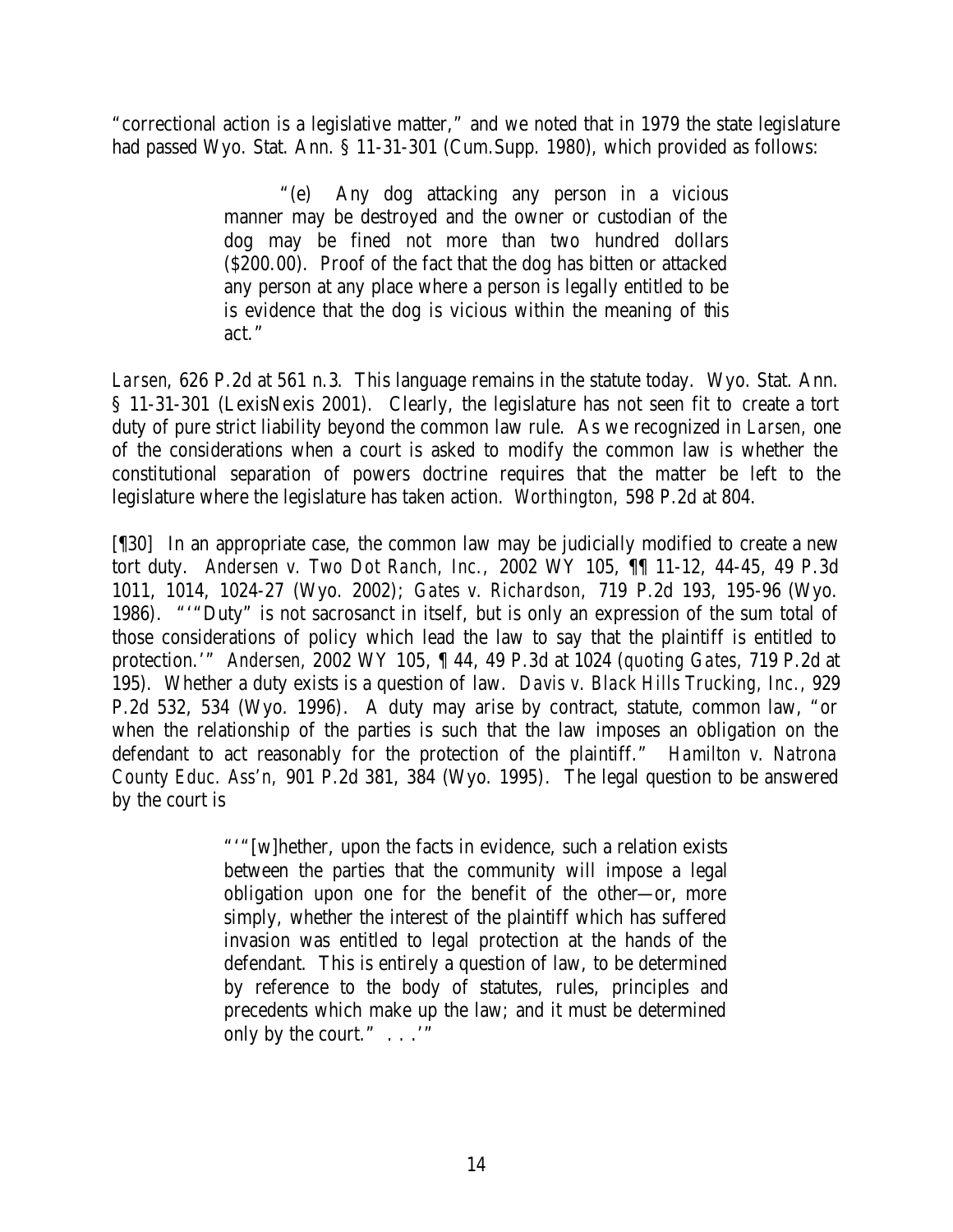"correctional action is a legislative matter," and we noted that in 1979 the state legislature had passed Wyo. Stat. Ann. § 11-31-301 (Cum.Supp. 1980), which provided as follows:

> "(e) Any dog attacking any person in a vicious manner may be destroyed and the owner or custodian of the dog may be fined not more than two hundred dollars ($200.00). Proof of the fact that the dog has bitten or attacked any person at any place where a person is legally entitled to be is evidence that the dog is vicious within the meaning of this act."

*Larsen*, 626 P.2d at 561 n.3. This language remains in the statute today. Wyo. Stat. Ann. § 11-31-301 (LexisNexis 2001). Clearly, the legislature has not seen fit to create a tort duty of pure strict liability beyond the common law rule. As we recognized in *Larsen,* one of the considerations when a court is asked to modify the common law is whether the constitutional separation of powers doctrine requires that the matter be left to the legislature where the legislature has taken action. *Worthington,* 598 P.2d at 804.

[¶30] In an appropriate case, the common law may be judicially modified to create a new tort duty. *Andersen v. Two Dot Ranch, Inc.,* 2002 WY 105, ¶¶ 11-12, 44-45, 49 P.3d 1011, 1014, 1024-27 (Wyo. 2002); *Gates v. Richardson,* 719 P.2d 193, 195-96 (Wyo. 1986). "'"Duty" is not sacrosanct in itself, but is only an expression of the sum total of those considerations of policy which lead the law to say that the plaintiff is entitled to protection.'" *Andersen*, 2002 WY 105, ¶ 44, 49 P.3d at 1024 (*quoting Gates,* 719 P.2d at 195). Whether a duty exists is a question of law. *Davis v. Black Hills Trucking, Inc.*, 929 P.2d 532, 534 (Wyo. 1996). A duty may arise by contract, statute, common law, "or when the relationship of the parties is such that the law imposes an obligation on the defendant to act reasonably for the protection of the plaintiff." *Hamilton v. Natrona County Educ. Ass'n,* 901 P.2d 381, 384 (Wyo. 1995). The legal question to be answered by the court is

> "'"[w]hether, upon the facts in evidence, such a relation exists between the parties that the community will impose a legal obligation upon one for the benefit of the other—or, more simply, whether the interest of the plaintiff which has suffered invasion was entitled to legal protection at the hands of the defendant. This is entirely a question of law, to be determined by reference to the body of statutes, rules, principles and precedents which make up the law; and it must be determined only by the court." . . .'"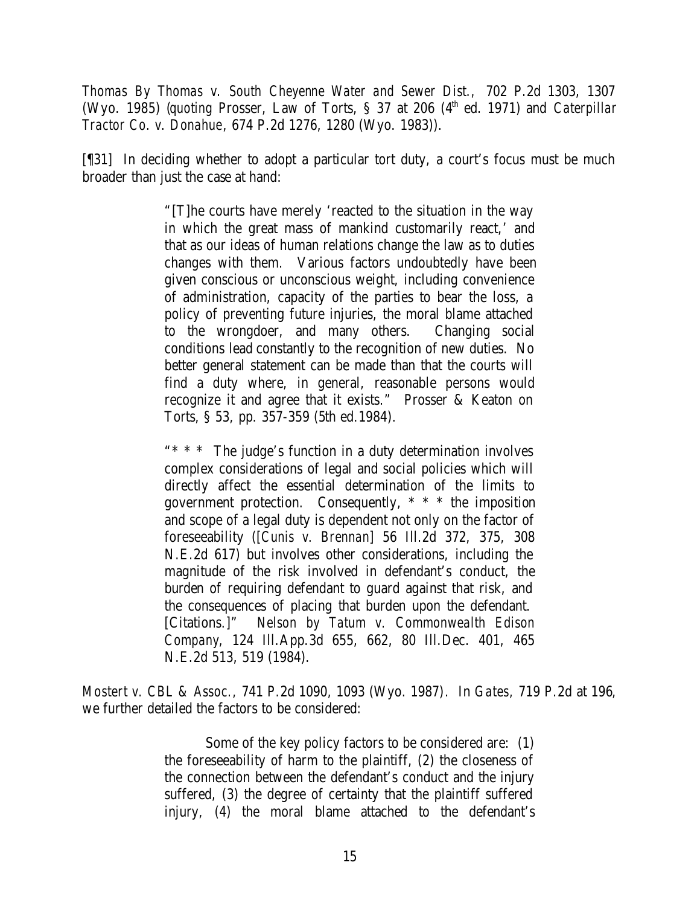*Thomas By Thomas v. South Cheyenne Water and Sewer Dist.*, 702 P.2d 1303, 1307 (Wyo. 1985) (*quoting* Prosser, Law of Torts, § 37 at 206 (4th ed. 1971) and *Caterpillar Tractor Co. v. Donahue*, 674 P.2d 1276, 1280 (Wyo. 1983)).

[¶31] In deciding whether to adopt a particular tort duty, a court's focus must be much broader than just the case at hand:

> "[T]he courts have merely 'reacted to the situation in the way in which the great mass of mankind customarily react,' and that as our ideas of human relations change the law as to duties changes with them. Various factors undoubtedly have been given conscious or unconscious weight, including convenience of administration, capacity of the parties to bear the loss, a policy of preventing future injuries, the moral blame attached to the wrongdoer, and many others. Changing social conditions lead constantly to the recognition of new duties. No better general statement can be made than that the courts will find a duty where, in general, reasonable persons would recognize it and agree that it exists." Prosser & Keaton on Torts, § 53, pp. 357-359 (5th ed.1984).
>
> "* * * The judge's function in a duty determination involves complex considerations of legal and social policies which will directly affect the essential determination of the limits to government protection. Consequently, * * * the imposition and scope of a legal duty is dependent not only on the factor of foreseeability ([*Cunis v. Brennan*] 56 Ill.2d 372, 375, 308 N.E.2d 617) but involves other considerations, including the magnitude of the risk involved in defendant's conduct, the burden of requiring defendant to guard against that risk, and the consequences of placing that burden upon the defendant. [Citations.]" *Nelson by Tatum v. Commonwealth Edison Company*, 124 Ill.App.3d 655, 662, 80 Ill.Dec. 401, 465 N.E.2d 513, 519 (1984).

*Mostert v. CBL & Assoc.*, 741 P.2d 1090, 1093 (Wyo. 1987). In *Gates*, 719 P.2d at 196, we further detailed the factors to be considered:

> Some of the key policy factors to be considered are: (1) the foreseeability of harm to the plaintiff, (2) the closeness of the connection between the defendant's conduct and the injury suffered, (3) the degree of certainty that the plaintiff suffered injury, (4) the moral blame attached to the defendant's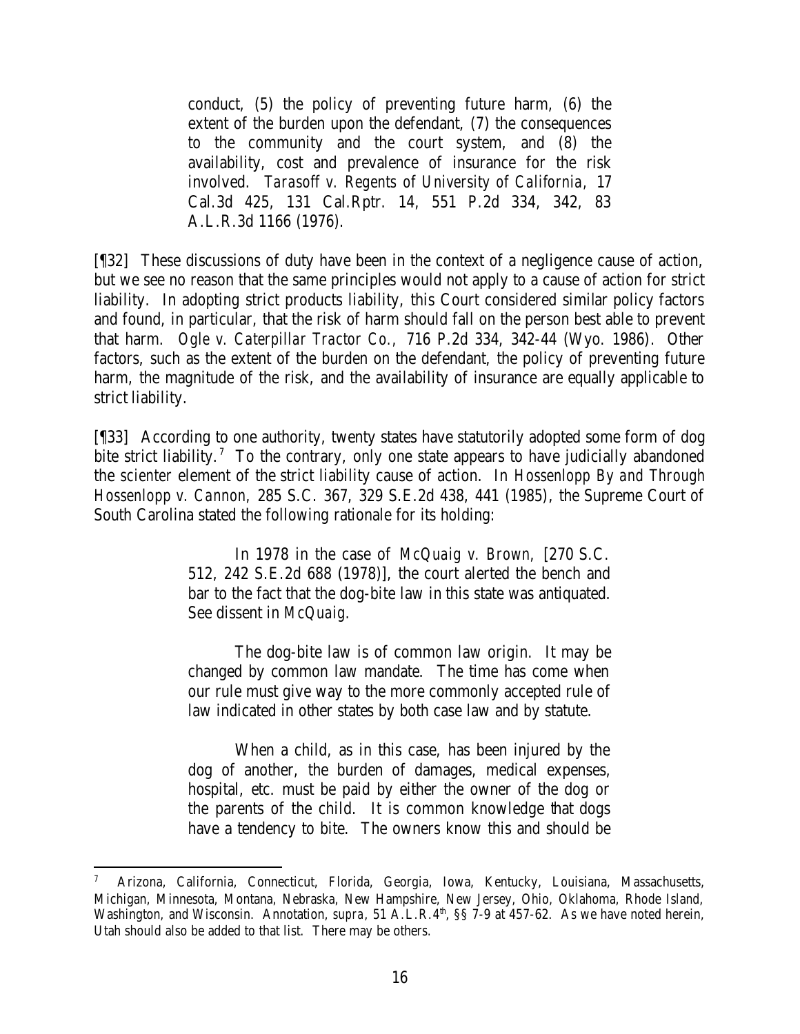> conduct, (5) the policy of preventing future harm, (6) the extent of the burden upon the defendant, (7) the consequences to the community and the court system, and (8) the availability, cost and prevalence of insurance for the risk involved. *Tarasoff v. Regents of University of California*, 17 Cal.3d 425, 131 Cal.Rptr. 14, 551 P.2d 334, 342, 83 A.L.R.3d 1166 (1976).

[¶32] These discussions of duty have been in the context of a negligence cause of action, but we see no reason that the same principles would not apply to a cause of action for strict liability. In adopting strict products liability, this Court considered similar policy factors and found, in particular, that the risk of harm should fall on the person best able to prevent that harm. *Ogle v. Caterpillar Tractor Co.*, 716 P.2d 334, 342-44 (Wyo. 1986). Other factors, such as the extent of the burden on the defendant, the policy of preventing future harm, the magnitude of the risk, and the availability of insurance are equally applicable to strict liability.

[¶33] According to one authority, twenty states have statutorily adopted some form of dog bite strict liability.[7] To the contrary, only one state appears to have judicially abandoned the *scienter* element of the strict liability cause of action. In *Hossenlopp By and Through Hossenlopp v. Cannon*, 285 S.C. 367, 329 S.E.2d 438, 441 (1985), the Supreme Court of South Carolina stated the following rationale for its holding:

> In 1978 in the case of *McQuaig v. Brown*, [270 S.C. 512, 242 S.E.2d 688 (1978)], the court alerted the bench and bar to the fact that the dog-bite law in this state was antiquated. See dissent in *McQuaig*.
>
> The dog-bite law is of common law origin. It may be changed by common law mandate. The time has come when our rule must give way to the more commonly accepted rule of law indicated in other states by both case law and by statute.
>
> When a child, as in this case, has been injured by the dog of another, the burden of damages, medical expenses, hospital, etc. must be paid by either the owner of the dog or the parents of the child. It is common knowledge that dogs have a tendency to bite. The owners know this and should be

---

[7] Arizona, California, Connecticut, Florida, Georgia, Iowa, Kentucky, Louisiana, Massachusetts, Michigan, Minnesota, Montana, Nebraska, New Hampshire, New Jersey, Ohio, Oklahoma, Rhode Island, Washington, and Wisconsin. Annotation, *supra*, 51 A.L.R.4th, §§ 7-9 at 457-62. As we have noted herein, Utah should also be added to that list. There may be others.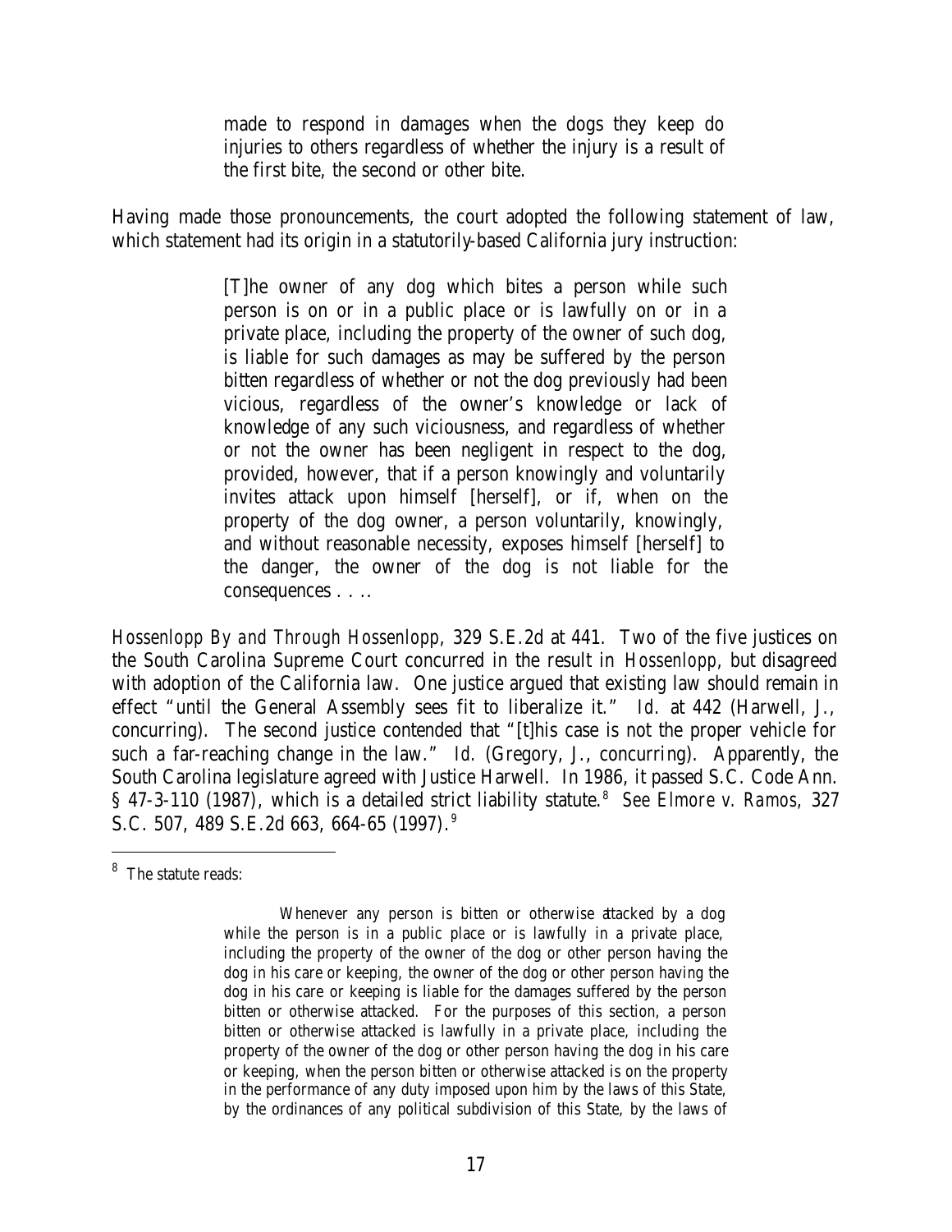> made to respond in damages when the dogs they keep do injuries to others regardless of whether the injury is a result of the first bite, the second or other bite.

Having made those pronouncements, the court adopted the following statement of law, which statement had its origin in a statutorily-based California jury instruction:

> [T]he owner of any dog which bites a person while such person is on or in a public place or is lawfully on or in a private place, including the property of the owner of such dog, is liable for such damages as may be suffered by the person bitten regardless of whether or not the dog previously had been vicious, regardless of the owner's knowledge or lack of knowledge of any such viciousness, and regardless of whether or not the owner has been negligent in respect to the dog, provided, however, that if a person knowingly and voluntarily invites attack upon himself [herself], or if, when on the property of the dog owner, a person voluntarily, knowingly, and without reasonable necessity, exposes himself [herself] to the danger, the owner of the dog is not liable for the consequences . . ..

*Hossenlopp By and Through Hossenlopp*, 329 S.E.2d at 441. Two of the five justices on the South Carolina Supreme Court concurred in the result in *Hossenlopp*, but disagreed with adoption of the California law. One justice argued that existing law should remain in effect "until the General Assembly sees fit to liberalize it." *Id.* at 442 (Harwell, J., concurring). The second justice contended that "[t]his case is not the proper vehicle for such a far-reaching change in the law." *Id.* (Gregory, J., concurring). Apparently, the South Carolina legislature agreed with Justice Harwell. In 1986, it passed S.C. Code Ann. § 47-3-110 (1987), which is a detailed strict liability statute.[8] *See Elmore v. Ramos*, 327 S.C. 507, 489 S.E.2d 663, 664-65 (1997).[9]

---

[8] The statute reads:

> Whenever any person is bitten or otherwise attacked by a dog while the person is in a public place or is lawfully in a private place, including the property of the owner of the dog or other person having the dog in his care or keeping, the owner of the dog or other person having the dog in his care or keeping is liable for the damages suffered by the person bitten or otherwise attacked. For the purposes of this section, a person bitten or otherwise attacked is lawfully in a private place, including the property of the owner of the dog or other person having the dog in his care or keeping, when the person bitten or otherwise attacked is on the property in the performance of any duty imposed upon him by the laws of this State, by the ordinances of any political subdivision of this State, by the laws of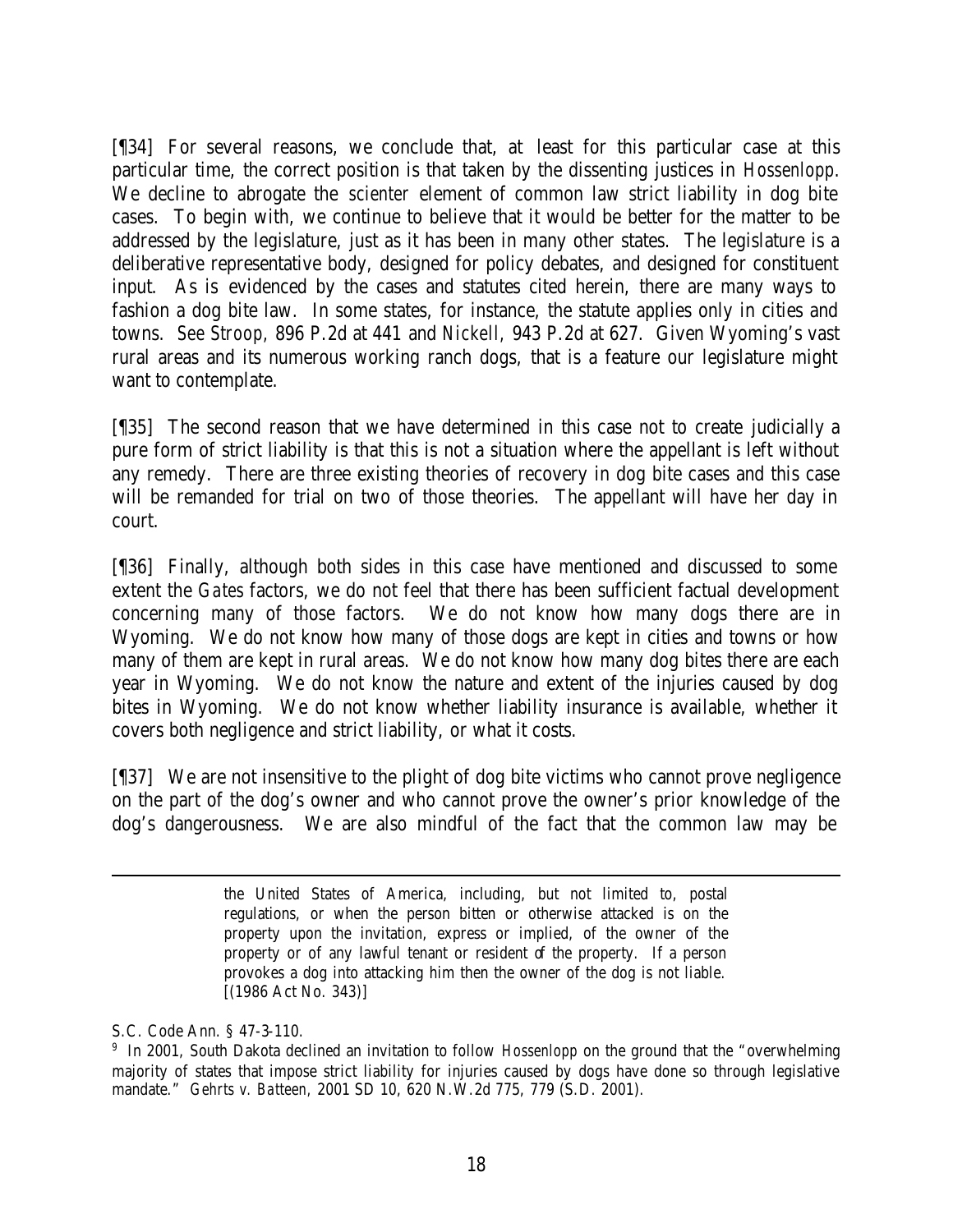[¶34] For several reasons, we conclude that, at least for this particular case at this particular time, the correct position is that taken by the dissenting justices in *Hossenlopp*. We decline to abrogate the *scienter* element of common law strict liability in dog bite cases. To begin with, we continue to believe that it would be better for the matter to be addressed by the legislature, just as it has been in many other states. The legislature is a deliberative representative body, designed for policy debates, and designed for constituent input. As is evidenced by the cases and statutes cited herein, there are many ways to fashion a dog bite law. In some states, for instance, the statute applies only in cities and towns. *See Stroop*, 896 P.2d at 441 and *Nickell*, 943 P.2d at 627. Given Wyoming's vast rural areas and its numerous working ranch dogs, that is a feature our legislature might want to contemplate.

[¶35] The second reason that we have determined in this case not to create judicially a pure form of strict liability is that this is not a situation where the appellant is left without any remedy. There are three existing theories of recovery in dog bite cases and this case will be remanded for trial on two of those theories. The appellant will have her day in court.

[¶36] Finally, although both sides in this case have mentioned and discussed to some extent the *Gates* factors, we do not feel that there has been sufficient factual development concerning many of those factors. We do not know how many dogs there are in Wyoming. We do not know how many of those dogs are kept in cities and towns or how many of them are kept in rural areas. We do not know how many dog bites there are each year in Wyoming. We do not know the nature and extent of the injuries caused by dog bites in Wyoming. We do not know whether liability insurance is available, whether it covers both negligence and strict liability, or what it costs.

[¶37] We are not insensitive to the plight of dog bite victims who cannot prove negligence on the part of the dog's owner and who cannot prove the owner's prior knowledge of the dog's dangerousness. We are also mindful of the fact that the common law may be

---

> the United States of America, including, but not limited to, postal regulations, or when the person bitten or otherwise attacked is on the property upon the invitation, express or implied, of the owner of the property or of any lawful tenant or resident of the property. If a person provokes a dog into attacking him then the owner of the dog is not liable. [(1986 Act No. 343)]

S.C. Code Ann. § 47-3-110.

[9] In 2001, South Dakota declined an invitation to follow *Hossenlopp* on the ground that the "overwhelming majority of states that impose strict liability for injuries caused by dogs have done so through legislative mandate." *Gehrts v. Batteen*, 2001 SD 10, 620 N.W.2d 775, 779 (S.D. 2001).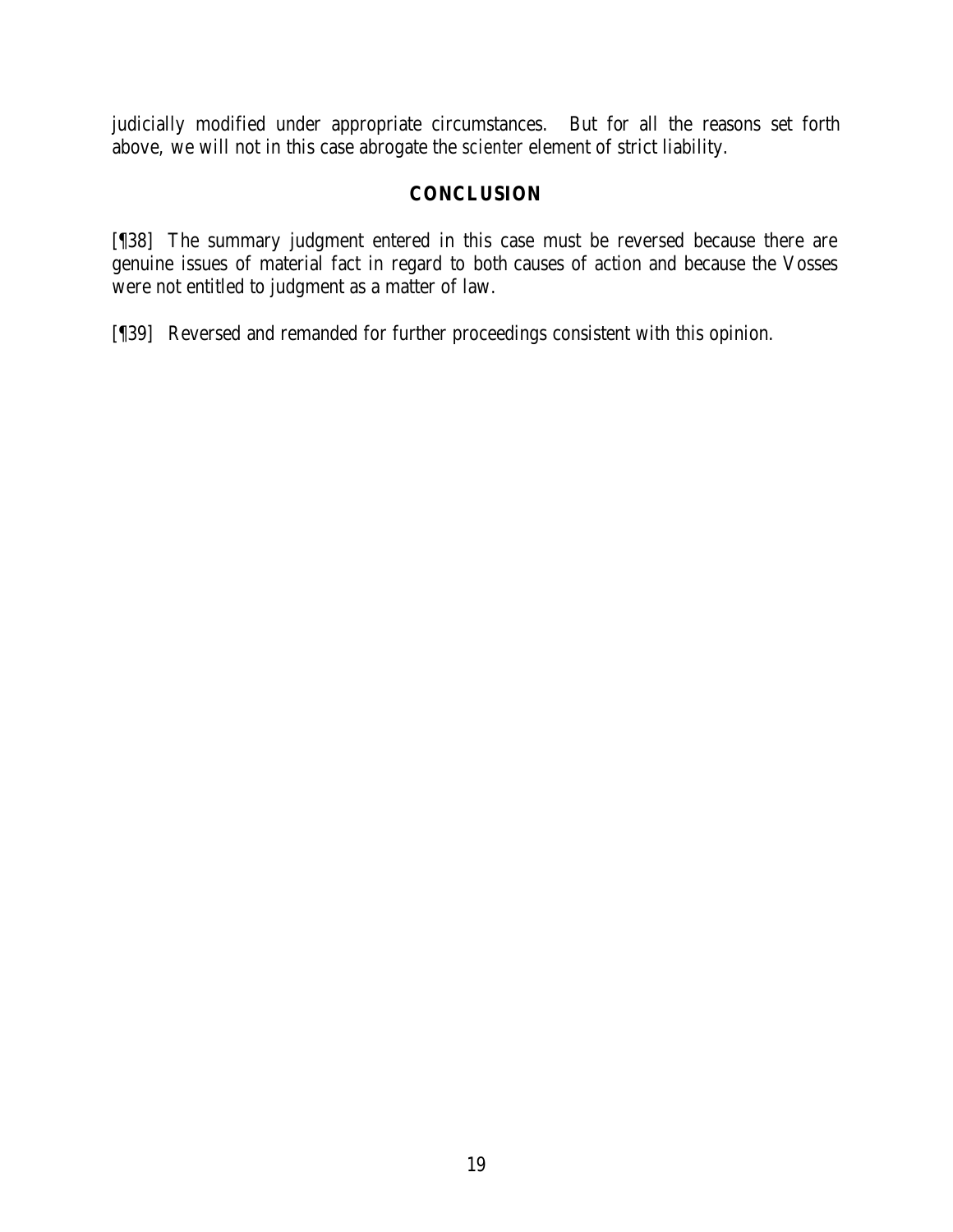judicially modified under appropriate circumstances. But for all the reasons set forth above, we will not in this case abrogate the *scienter* element of strict liability.

## CONCLUSION

[¶38] The summary judgment entered in this case must be reversed because there are genuine issues of material fact in regard to both causes of action and because the Vosses were not entitled to judgment as a matter of law.

[¶39] Reversed and remanded for further proceedings consistent with this opinion.